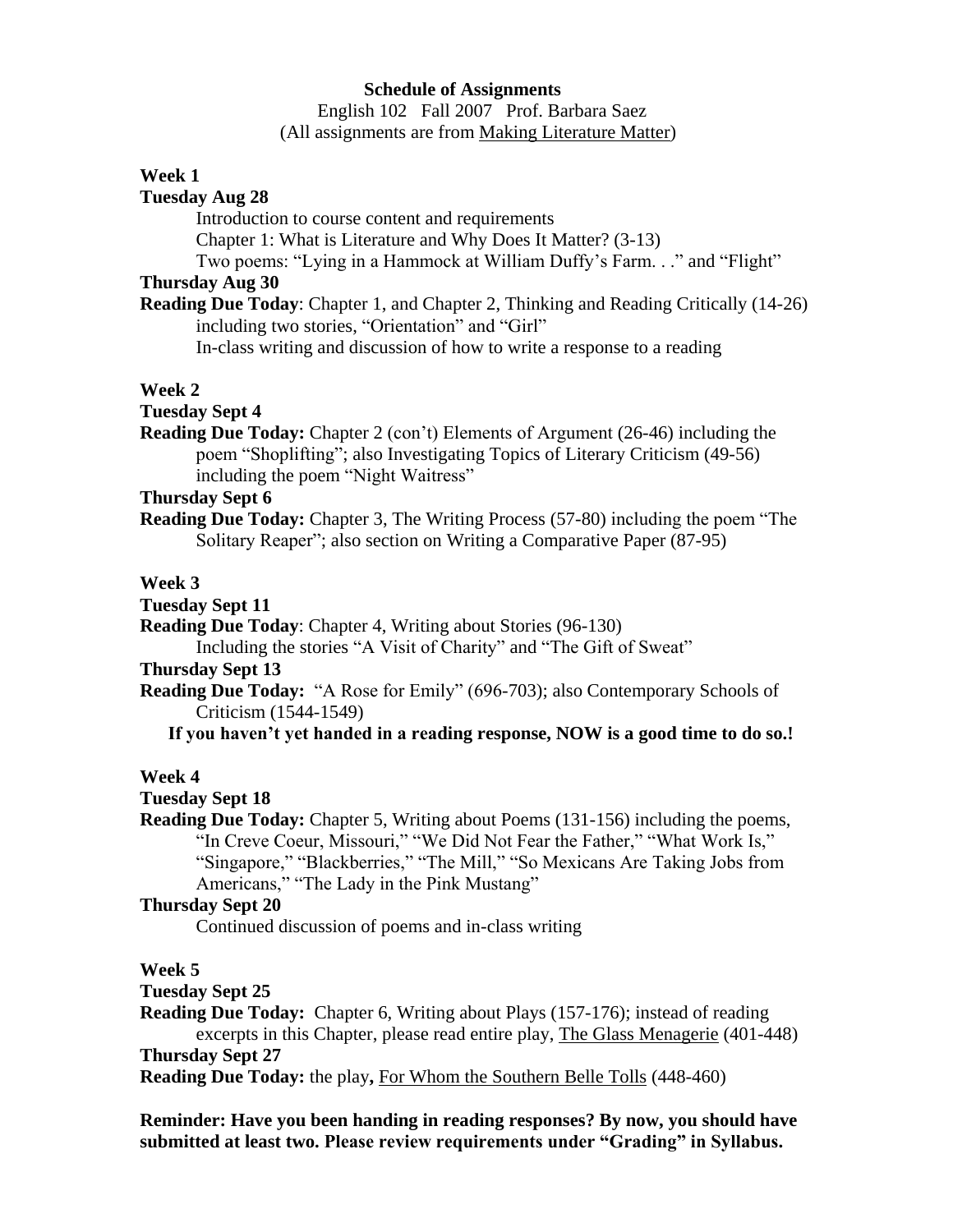# Schedule of Assignments

English 102 Fall 2007 Prof. Barbara Saez
(All assignments are from Making Literature Matter)

## Week 1

**Tuesday Aug 28**

Introduction to course content and requirements
Chapter 1: What is Literature and Why Does It Matter? (3-13)
Two poems: "Lying in a Hammock at William Duffy's Farm. . ." and "Flight"

**Thursday Aug 30**

**Reading Due Today**: Chapter 1, and Chapter 2, Thinking and Reading Critically (14-26) including two stories, "Orientation" and "Girl"
In-class writing and discussion of how to write a response to a reading

## Week 2

**Tuesday Sept 4**

**Reading Due Today:** Chapter 2 (con't) Elements of Argument (26-46) including the poem "Shoplifting"; also Investigating Topics of Literary Criticism (49-56) including the poem "Night Waitress"

**Thursday Sept 6**

**Reading Due Today:** Chapter 3, The Writing Process (57-80) including the poem "The Solitary Reaper"; also section on Writing a Comparative Paper (87-95)

## Week 3

**Tuesday Sept 11**

**Reading Due Today**: Chapter 4, Writing about Stories (96-130)
Including the stories "A Visit of Charity" and "The Gift of Sweat"

**Thursday Sept 13**

**Reading Due Today:** "A Rose for Emily" (696-703); also Contemporary Schools of Criticism (1544-1549)

**If you haven't yet handed in a reading response, NOW is a good time to do so.!**

## Week 4

**Tuesday Sept 18**

**Reading Due Today:** Chapter 5, Writing about Poems (131-156) including the poems, "In Creve Coeur, Missouri," "We Did Not Fear the Father," "What Work Is," "Singapore," "Blackberries," "The Mill," "So Mexicans Are Taking Jobs from Americans," "The Lady in the Pink Mustang"

**Thursday Sept 20**

Continued discussion of poems and in-class writing

## Week 5

**Tuesday Sept 25**

**Reading Due Today:** Chapter 6, Writing about Plays (157-176); instead of reading excerpts in this Chapter, please read entire play, The Glass Menagerie (401-448)

**Thursday Sept 27**

**Reading Due Today:** the play**,** For Whom the Southern Belle Tolls (448-460)

**Reminder: Have you been handing in reading responses? By now, you should have submitted at least two. Please review requirements under "Grading" in Syllabus.**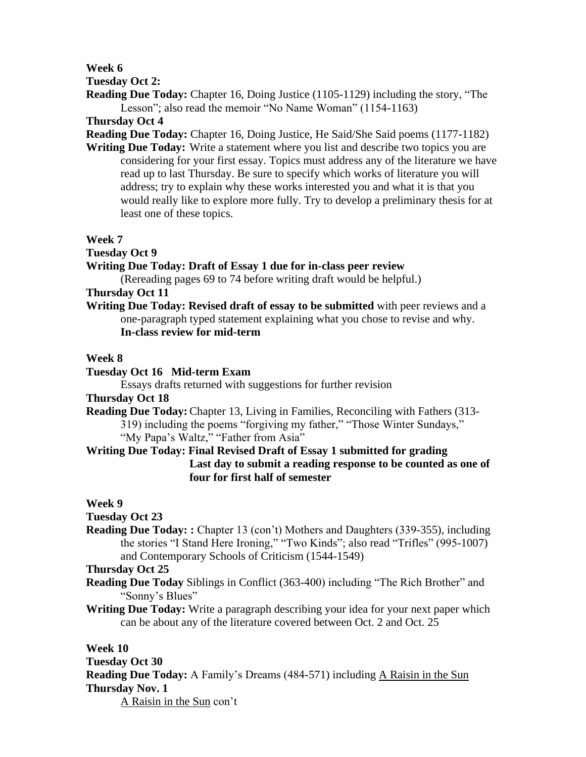**Week 6**

**Tuesday Oct 2:**

**Reading Due Today:** Chapter 16, Doing Justice (1105-1129) including the story, "The Lesson"; also read the memoir "No Name Woman" (1154-1163)

**Thursday Oct 4**

**Reading Due Today:** Chapter 16, Doing Justice, He Said/She Said poems (1177-1182)

**Writing Due Today:** Write a statement where you list and describe two topics you are considering for your first essay. Topics must address any of the literature we have read up to last Thursday. Be sure to specify which works of literature you will address; try to explain why these works interested you and what it is that you would really like to explore more fully. Try to develop a preliminary thesis for at least one of these topics.

**Week 7**

**Tuesday Oct 9**

**Writing Due Today: Draft of Essay 1 due for in-class peer review**

(Rereading pages 69 to 74 before writing draft would be helpful.)

**Thursday Oct 11**

**Writing Due Today: Revised draft of essay to be submitted** with peer reviews and a one-paragraph typed statement explaining what you chose to revise and why. **In-class review for mid-term**

**Week 8**

**Tuesday Oct 16 Mid-term Exam**

Essays drafts returned with suggestions for further revision

**Thursday Oct 18**

**Reading Due Today:** Chapter 13, Living in Families, Reconciling with Fathers (313-319) including the poems "forgiving my father," "Those Winter Sundays," "My Papa's Waltz," "Father from Asia"

**Writing Due Today: Final Revised Draft of Essay 1 submitted for grading**
**Last day to submit a reading response to be counted as one of four for first half of semester**

**Week 9**

**Tuesday Oct 23**

**Reading Due Today: :** Chapter 13 (con't) Mothers and Daughters (339-355), including the stories "I Stand Here Ironing," "Two Kinds"; also read "Trifles" (995-1007) and Contemporary Schools of Criticism (1544-1549)

**Thursday Oct 25**

**Reading Due Today** Siblings in Conflict (363-400) including "The Rich Brother" and "Sonny's Blues"

**Writing Due Today:** Write a paragraph describing your idea for your next paper which can be about any of the literature covered between Oct. 2 and Oct. 25

**Week 10**

**Tuesday Oct 30**

**Reading Due Today:** A Family's Dreams (484-571) including <u>A Raisin in the Sun</u>

**Thursday Nov. 1**

<u>A Raisin in the Sun</u> con't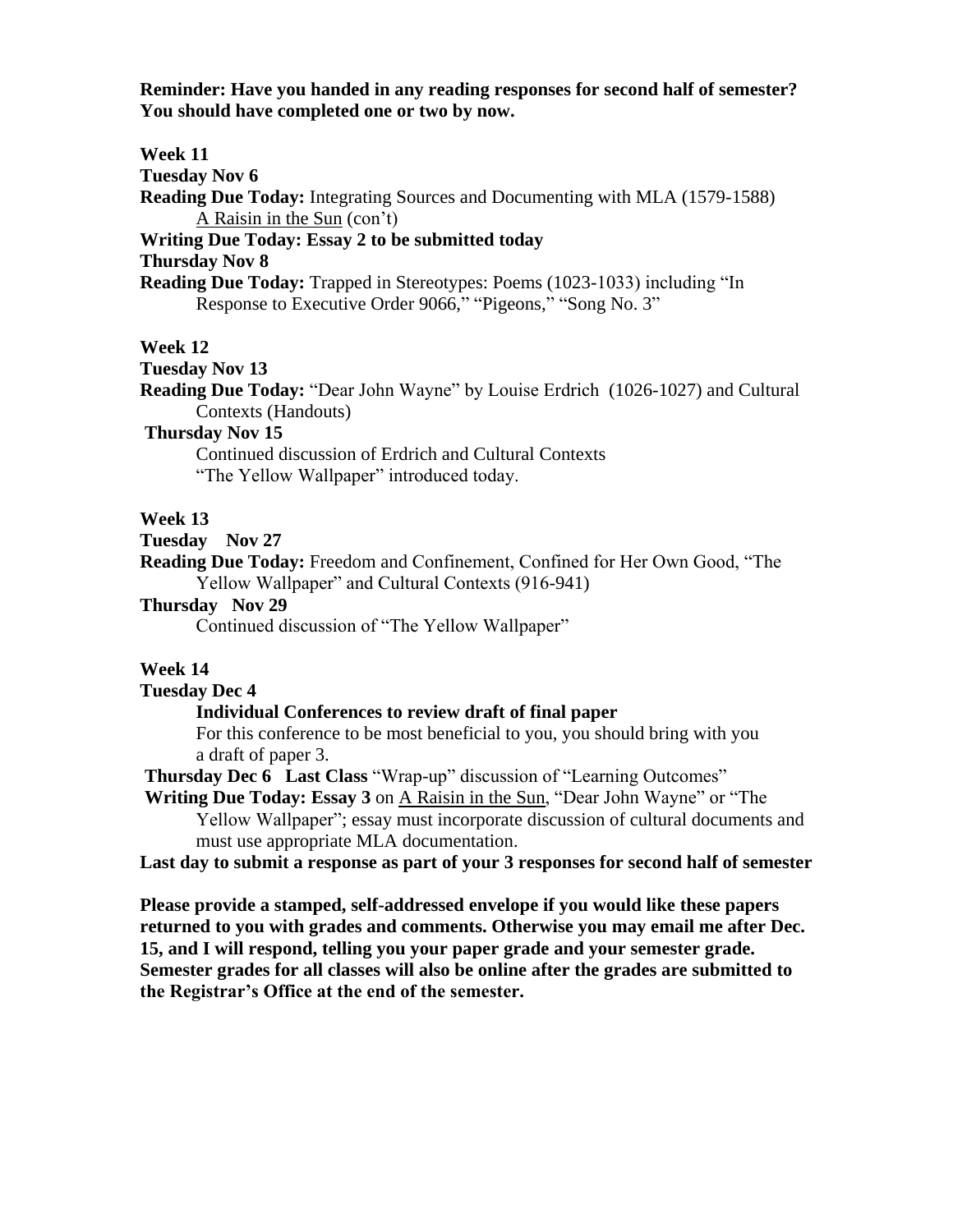**Reminder: Have you handed in any reading responses for second half of semester? You should have completed one or two by now.**

**Week 11**

**Tuesday Nov 6**

**Reading Due Today:** Integrating Sources and Documenting with MLA (1579-1588)
A Raisin in the Sun (con't)

**Writing Due Today: Essay 2 to be submitted today**

**Thursday Nov 8**

**Reading Due Today:** Trapped in Stereotypes: Poems (1023-1033) including "In Response to Executive Order 9066," "Pigeons," "Song No. 3"

**Week 12**

**Tuesday Nov 13**

**Reading Due Today:** "Dear John Wayne" by Louise Erdrich (1026-1027) and Cultural Contexts (Handouts)

**Thursday Nov 15**

Continued discussion of Erdrich and Cultural Contexts
"The Yellow Wallpaper" introduced today.

**Week 13**

**Tuesday Nov 27**

**Reading Due Today:** Freedom and Confinement, Confined for Her Own Good, "The Yellow Wallpaper" and Cultural Contexts (916-941)

**Thursday Nov 29**

Continued discussion of "The Yellow Wallpaper"

**Week 14**

**Tuesday Dec 4**

**Individual Conferences to review draft of final paper**
For this conference to be most beneficial to you, you should bring with you a draft of paper 3.

**Thursday Dec 6 Last Class** "Wrap-up" discussion of "Learning Outcomes"

**Writing Due Today: Essay 3** on A Raisin in the Sun, "Dear John Wayne" or "The Yellow Wallpaper"; essay must incorporate discussion of cultural documents and must use appropriate MLA documentation.

**Last day to submit a response as part of your 3 responses for second half of semester**

**Please provide a stamped, self-addressed envelope if you would like these papers returned to you with grades and comments. Otherwise you may email me after Dec. 15, and I will respond, telling you your paper grade and your semester grade. Semester grades for all classes will also be online after the grades are submitted to the Registrar's Office at the end of the semester.**